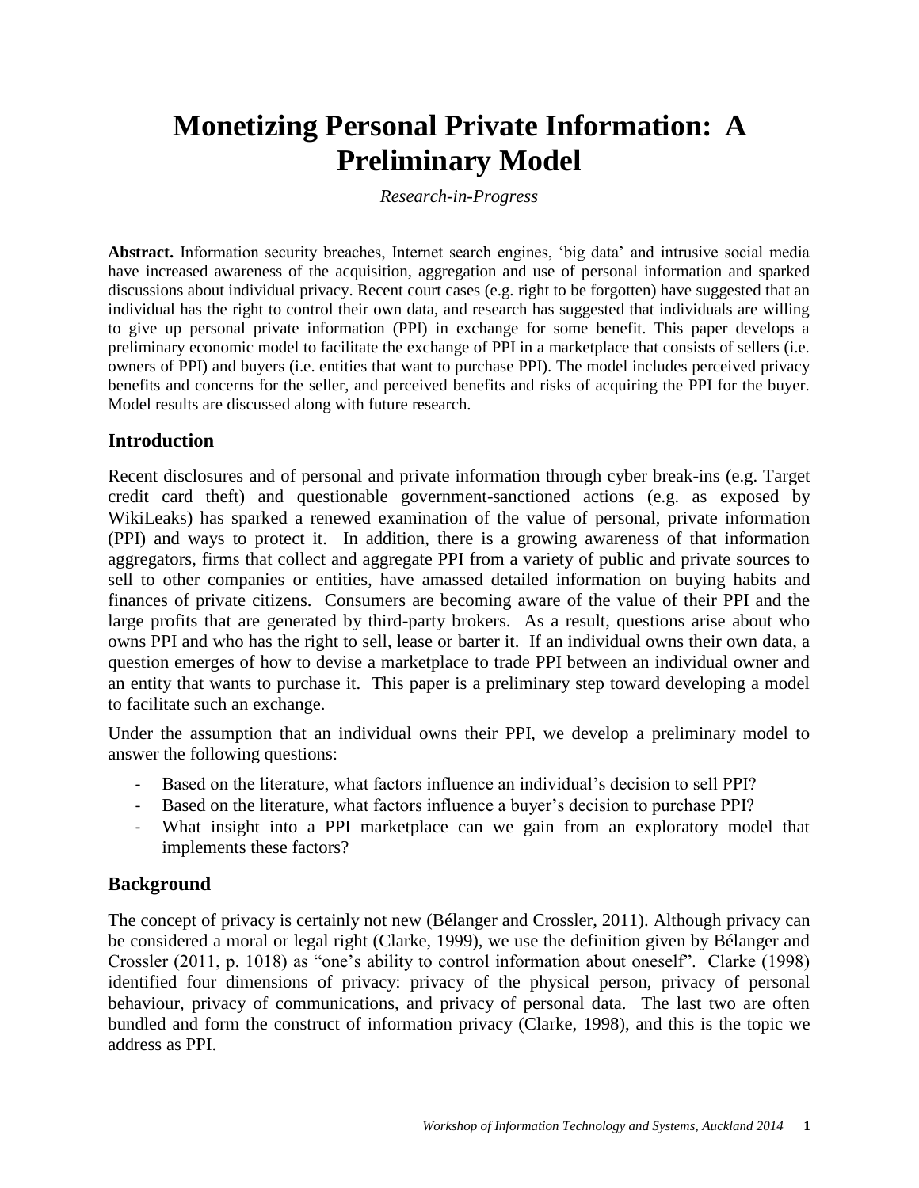# Monetizing Personal Private Information: A Preliminary Model

*Research-in-Progress*

**Abstract.** Information security breaches, Internet search engines, 'big data' and intrusive social media have increased awareness of the acquisition, aggregation and use of personal information and sparked discussions about individual privacy. Recent court cases (e.g. right to be forgotten) have suggested that an individual has the right to control their own data, and research has suggested that individuals are willing to give up personal private information (PPI) in exchange for some benefit. This paper develops a preliminary economic model to facilitate the exchange of PPI in a marketplace that consists of sellers (i.e. owners of PPI) and buyers (i.e. entities that want to purchase PPI). The model includes perceived privacy benefits and concerns for the seller, and perceived benefits and risks of acquiring the PPI for the buyer. Model results are discussed along with future research.

## Introduction

Recent disclosures and of personal and private information through cyber break-ins (e.g. Target credit card theft) and questionable government-sanctioned actions (e.g. as exposed by WikiLeaks) has sparked a renewed examination of the value of personal, private information (PPI) and ways to protect it. In addition, there is a growing awareness of that information aggregators, firms that collect and aggregate PPI from a variety of public and private sources to sell to other companies or entities, have amassed detailed information on buying habits and finances of private citizens. Consumers are becoming aware of the value of their PPI and the large profits that are generated by third-party brokers. As a result, questions arise about who owns PPI and who has the right to sell, lease or barter it. If an individual owns their own data, a question emerges of how to devise a marketplace to trade PPI between an individual owner and an entity that wants to purchase it. This paper is a preliminary step toward developing a model to facilitate such an exchange.

Under the assumption that an individual owns their PPI, we develop a preliminary model to answer the following questions:

- Based on the literature, what factors influence an individual's decision to sell PPI?
- Based on the literature, what factors influence a buyer's decision to purchase PPI?
- What insight into a PPI marketplace can we gain from an exploratory model that implements these factors?

## Background

The concept of privacy is certainly not new (Bélanger and Crossler, 2011). Although privacy can be considered a moral or legal right (Clarke, 1999), we use the definition given by Bélanger and Crossler (2011, p. 1018) as "one's ability to control information about oneself". Clarke (1998) identified four dimensions of privacy: privacy of the physical person, privacy of personal behaviour, privacy of communications, and privacy of personal data. The last two are often bundled and form the construct of information privacy (Clarke, 1998), and this is the topic we address as PPI.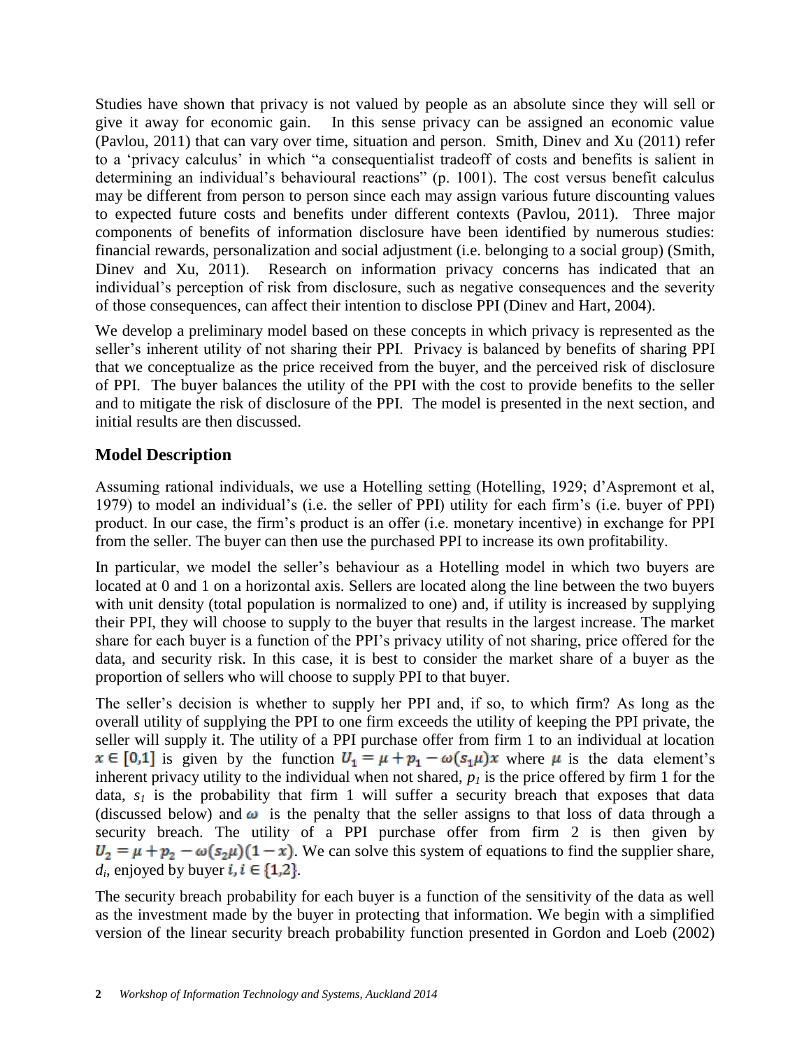Studies have shown that privacy is not valued by people as an absolute since they will sell or give it away for economic gain. In this sense privacy can be assigned an economic value (Pavlou, 2011) that can vary over time, situation and person. Smith, Dinev and Xu (2011) refer to a 'privacy calculus' in which "a consequentialist tradeoff of costs and benefits is salient in determining an individual's behavioural reactions" (p. 1001). The cost versus benefit calculus may be different from person to person since each may assign various future discounting values to expected future costs and benefits under different contexts (Pavlou, 2011). Three major components of benefits of information disclosure have been identified by numerous studies: financial rewards, personalization and social adjustment (i.e. belonging to a social group) (Smith, Dinev and Xu, 2011). Research on information privacy concerns has indicated that an individual's perception of risk from disclosure, such as negative consequences and the severity of those consequences, can affect their intention to disclose PPI (Dinev and Hart, 2004).

We develop a preliminary model based on these concepts in which privacy is represented as the seller's inherent utility of not sharing their PPI. Privacy is balanced by benefits of sharing PPI that we conceptualize as the price received from the buyer, and the perceived risk of disclosure of PPI. The buyer balances the utility of the PPI with the cost to provide benefits to the seller and to mitigate the risk of disclosure of the PPI. The model is presented in the next section, and initial results are then discussed.

## Model Description

Assuming rational individuals, we use a Hotelling setting (Hotelling, 1929; d'Aspremont et al, 1979) to model an individual's (i.e. the seller of PPI) utility for each firm's (i.e. buyer of PPI) product. In our case, the firm's product is an offer (i.e. monetary incentive) in exchange for PPI from the seller. The buyer can then use the purchased PPI to increase its own profitability.

In particular, we model the seller's behaviour as a Hotelling model in which two buyers are located at 0 and 1 on a horizontal axis. Sellers are located along the line between the two buyers with unit density (total population is normalized to one) and, if utility is increased by supplying their PPI, they will choose to supply to the buyer that results in the largest increase. The market share for each buyer is a function of the PPI's privacy utility of not sharing, price offered for the data, and security risk. In this case, it is best to consider the market share of a buyer as the proportion of sellers who will choose to supply PPI to that buyer.

The seller's decision is whether to supply her PPI and, if so, to which firm? As long as the overall utility of supplying the PPI to one firm exceeds the utility of keeping the PPI private, the seller will supply it. The utility of a PPI purchase offer from firm 1 to an individual at location $x \in [0,1]$ is given by the function $U_1 = \mu + p_1 - \omega(s_1\mu)x$ where $\mu$ is the data element's inherent privacy utility to the individual when not shared, $p_1$ is the price offered by firm 1 for the data, $s_1$ is the probability that firm 1 will suffer a security breach that exposes that data (discussed below) and $\omega$ is the penalty that the seller assigns to that loss of data through a security breach. The utility of a PPI purchase offer from firm 2 is then given by $U_2 = \mu + p_2 - \omega(s_2\mu)(1-x)$. We can solve this system of equations to find the supplier share, $d_i$, enjoyed by buyer $i, i \in \{1,2\}$.

The security breach probability for each buyer is a function of the sensitivity of the data as well as the investment made by the buyer in protecting that information. We begin with a simplified version of the linear security breach probability function presented in Gordon and Loeb (2002)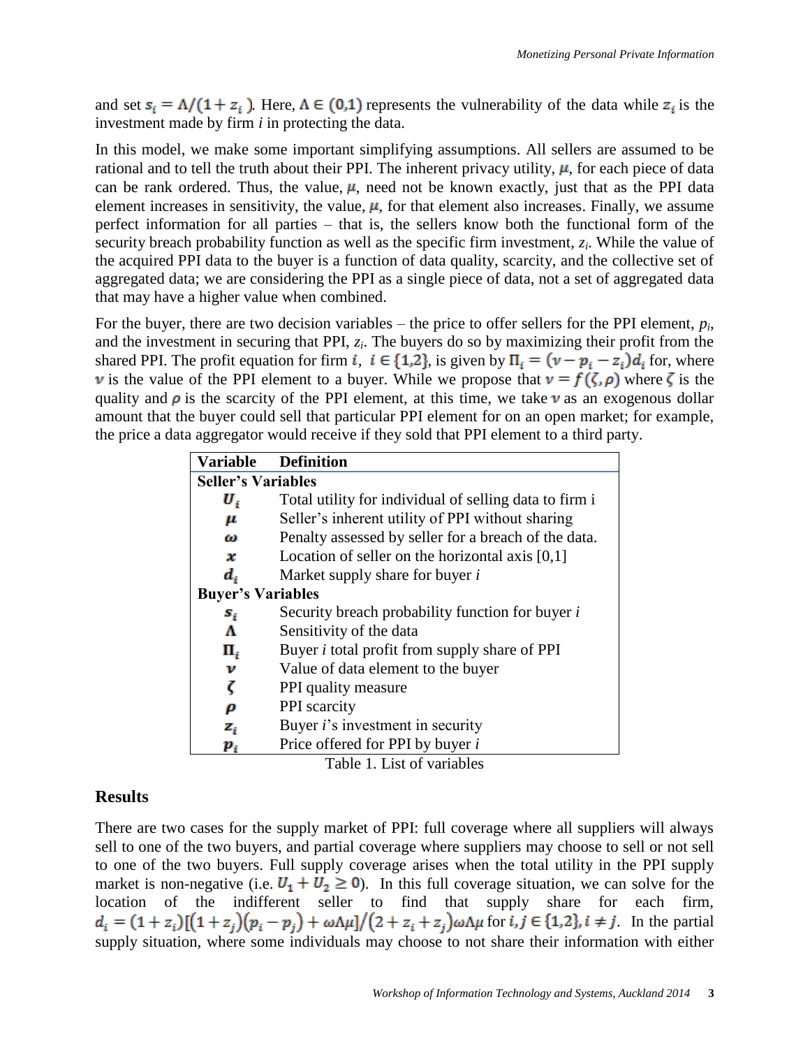and set $s_i = \Lambda/(1 + z_i)$. Here, $\Lambda \in (0,1)$ represents the vulnerability of the data while $z_i$ is the investment made by firm *i* in protecting the data.

In this model, we make some important simplifying assumptions. All sellers are assumed to be rational and to tell the truth about their PPI. The inherent privacy utility, $\mu$, for each piece of data can be rank ordered. Thus, the value, $\mu$, need not be known exactly, just that as the PPI data element increases in sensitivity, the value, $\mu$, for that element also increases. Finally, we assume perfect information for all parties – that is, the sellers know both the functional form of the security breach probability function as well as the specific firm investment, $z_i$. While the value of the acquired PPI data to the buyer is a function of data quality, scarcity, and the collective set of aggregated data; we are considering the PPI as a single piece of data, not a set of aggregated data that may have a higher value when combined.

For the buyer, there are two decision variables – the price to offer sellers for the PPI element, $p_i$, and the investment in securing that PPI, $z_i$. The buyers do so by maximizing their profit from the shared PPI. The profit equation for firm $i$, $i \in \{1,2\}$, is given by $\Pi_i = (v - p_i - z_i)d_i$ for, where $v$ is the value of the PPI element to a buyer. While we propose that $v = f(\zeta, \rho)$ where $\zeta$ is the quality and $\rho$ is the scarcity of the PPI element, at this time, we take $v$ as an exogenous dollar amount that the buyer could sell that particular PPI element for on an open market; for example, the price a data aggregator would receive if they sold that PPI element to a third party.

| Variable | Definition |
|---|---|
| **Seller's Variables** | |
| $U_i$ | Total utility for individual of selling data to firm i |
| $\mu$ | Seller's inherent utility of PPI without sharing |
| $\omega$ | Penalty assessed by seller for a breach of the data. |
| $x$ | Location of seller on the horizontal axis [0,1] |
| $d_i$ | Market supply share for buyer *i* |
| **Buyer's Variables** | |
| $s_i$ | Security breach probability function for buyer *i* |
| $\Lambda$ | Sensitivity of the data |
| $\Pi_i$ | Buyer *i* total profit from supply share of PPI |
| $v$ | Value of data element to the buyer |
| $\zeta$ | PPI quality measure |
| $\rho$ | PPI scarcity |
| $z_i$ | Buyer *i*'s investment in security |
| $p_i$ | Price offered for PPI by buyer *i* |

Table 1. List of variables

## Results

There are two cases for the supply market of PPI: full coverage where all suppliers will always sell to one of the two buyers, and partial coverage where suppliers may choose to sell or not sell to one of the two buyers. Full supply coverage arises when the total utility in the PPI supply market is non-negative (i.e. $U_1 + U_2 \geq 0$). In this full coverage situation, we can solve for the location of the indifferent seller to find that supply share for each firm, $d_i = (1 + z_i)[(1 + z_j)(p_i - p_j) + \omega\Lambda\mu]/(2 + z_i + z_j)\omega\Lambda\mu$ for $i, j \in \{1,2\}, i \neq j$. In the partial supply situation, where some individuals may choose to not share their information with either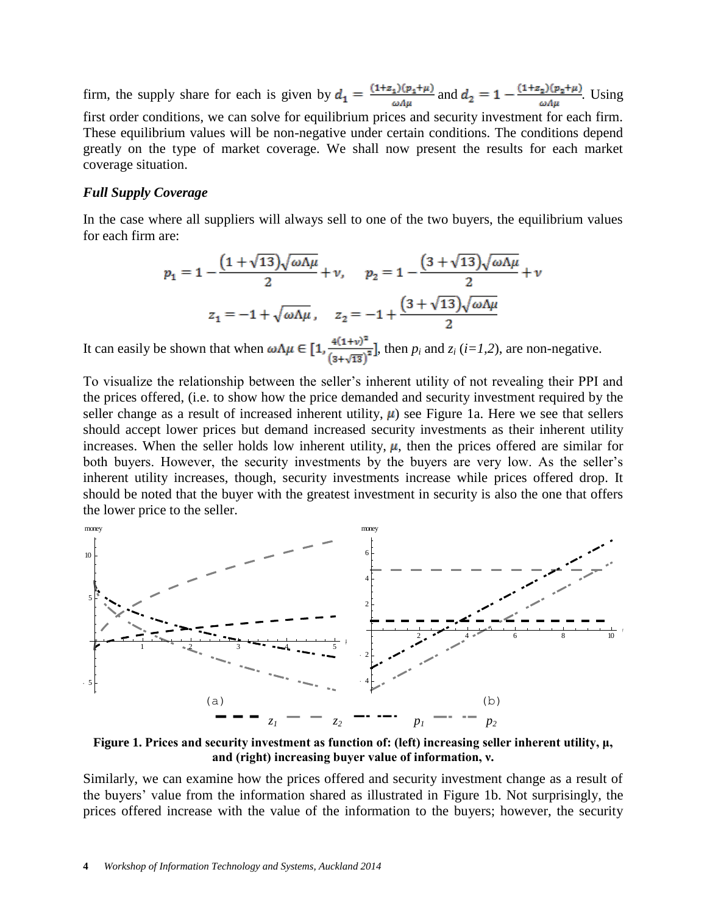firm, the supply share for each is given by $d_1 = \frac{(1+z_1)(p_1+\mu)}{\omega\Lambda\mu}$ and $d_2 = 1 - \frac{(1+z_2)(p_2+\mu)}{\omega\Lambda\mu}$. Using first order conditions, we can solve for equilibrium prices and security investment for each firm. These equilibrium values will be non-negative under certain conditions. The conditions depend greatly on the type of market coverage. We shall now present the results for each market coverage situation.

### *Full Supply Coverage*

In the case where all suppliers will always sell to one of the two buyers, the equilibrium values for each firm are:

$$p_1 = 1 - \frac{(1+\sqrt{13})\sqrt{\omega\Lambda\mu}}{2} + \nu, \quad p_2 = 1 - \frac{(3+\sqrt{13})\sqrt{\omega\Lambda\mu}}{2} + \nu$$

$$z_1 = -1 + \sqrt{\omega\Lambda\mu}, \quad z_2 = -1 + \frac{(3+\sqrt{13})\sqrt{\omega\Lambda\mu}}{2}$$

It can easily be shown that when $\omega\Lambda\mu \in [1, \frac{4(1+\nu)^2}{(3+\sqrt{13})^2}]$, then $p_i$ and $z_i$ ($i=1,2$), are non-negative.

To visualize the relationship between the seller's inherent utility of not revealing their PPI and the prices offered, (i.e. to show how the price demanded and security investment required by the seller change as a result of increased inherent utility, $\mu$) see Figure 1a. Here we see that sellers should accept lower prices but demand increased security investments as their inherent utility increases. When the seller holds low inherent utility, $\mu$, then the prices offered are similar for both buyers. However, the security investments by the buyers are very low. As the seller's inherent utility increases, though, security investments increase while prices offered drop. It should be noted that the buyer with the greatest investment in security is also the one that offers the lower price to the seller.

**Figure 1. Prices and security investment as function of: (left) increasing seller inherent utility, μ, and (right) increasing buyer value of information, ν.**

Similarly, we can examine how the prices offered and security investment change as a result of the buyers' value from the information shared as illustrated in Figure 1b. Not surprisingly, the prices offered increase with the value of the information to the buyers; however, the security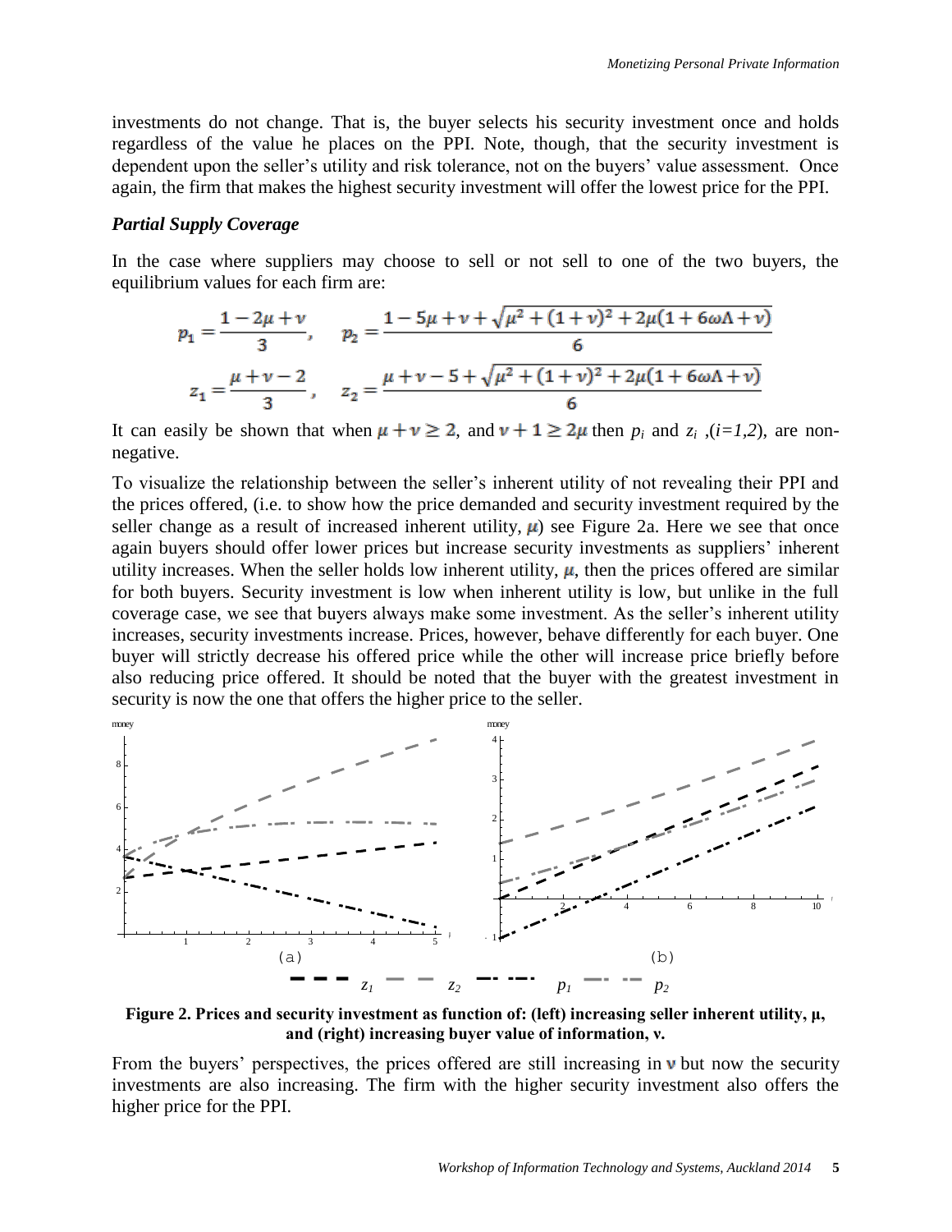investments do not change. That is, the buyer selects his security investment once and holds regardless of the value he places on the PPI. Note, though, that the security investment is dependent upon the seller's utility and risk tolerance, not on the buyers' value assessment. Once again, the firm that makes the highest security investment will offer the lowest price for the PPI.

### *Partial Supply Coverage*

In the case where suppliers may choose to sell or not sell to one of the two buyers, the equilibrium values for each firm are:

$$p_1 = \frac{1 - 2\mu + \nu}{3}, \quad p_2 = \frac{1 - 5\mu + \nu + \sqrt{\mu^2 + (1+\nu)^2 + 2\mu(1 + 6\omega\Lambda + \nu)}}{6}$$

$$z_1 = \frac{\mu + \nu - 2}{3}, \quad z_2 = \frac{\mu + \nu - 5 + \sqrt{\mu^2 + (1+\nu)^2 + 2\mu(1 + 6\omega\Lambda + \nu)}}{6}$$

It can easily be shown that when $\mu + \nu \geq 2$, and $\nu + 1 \geq 2\mu$ then $p_i$ and $z_i$ ,($i=1,2$), are non-negative.

To visualize the relationship between the seller's inherent utility of not revealing their PPI and the prices offered, (i.e. to show how the price demanded and security investment required by the seller change as a result of increased inherent utility, $\mu$) see Figure 2a. Here we see that once again buyers should offer lower prices but increase security investments as suppliers' inherent utility increases. When the seller holds low inherent utility, $\mu$, then the prices offered are similar for both buyers. Security investment is low when inherent utility is low, but unlike in the full coverage case, we see that buyers always make some investment. As the seller's inherent utility increases, security investments increase. Prices, however, behave differently for each buyer. One buyer will strictly decrease his offered price while the other will increase price briefly before also reducing price offered. It should be noted that the buyer with the greatest investment in security is now the one that offers the higher price to the seller.

**Figure 2. Prices and security investment as function of: (left) increasing seller inherent utility, μ, and (right) increasing buyer value of information, ν.**

From the buyers' perspectives, the prices offered are still increasing in $\nu$ but now the security investments are also increasing. The firm with the higher security investment also offers the higher price for the PPI.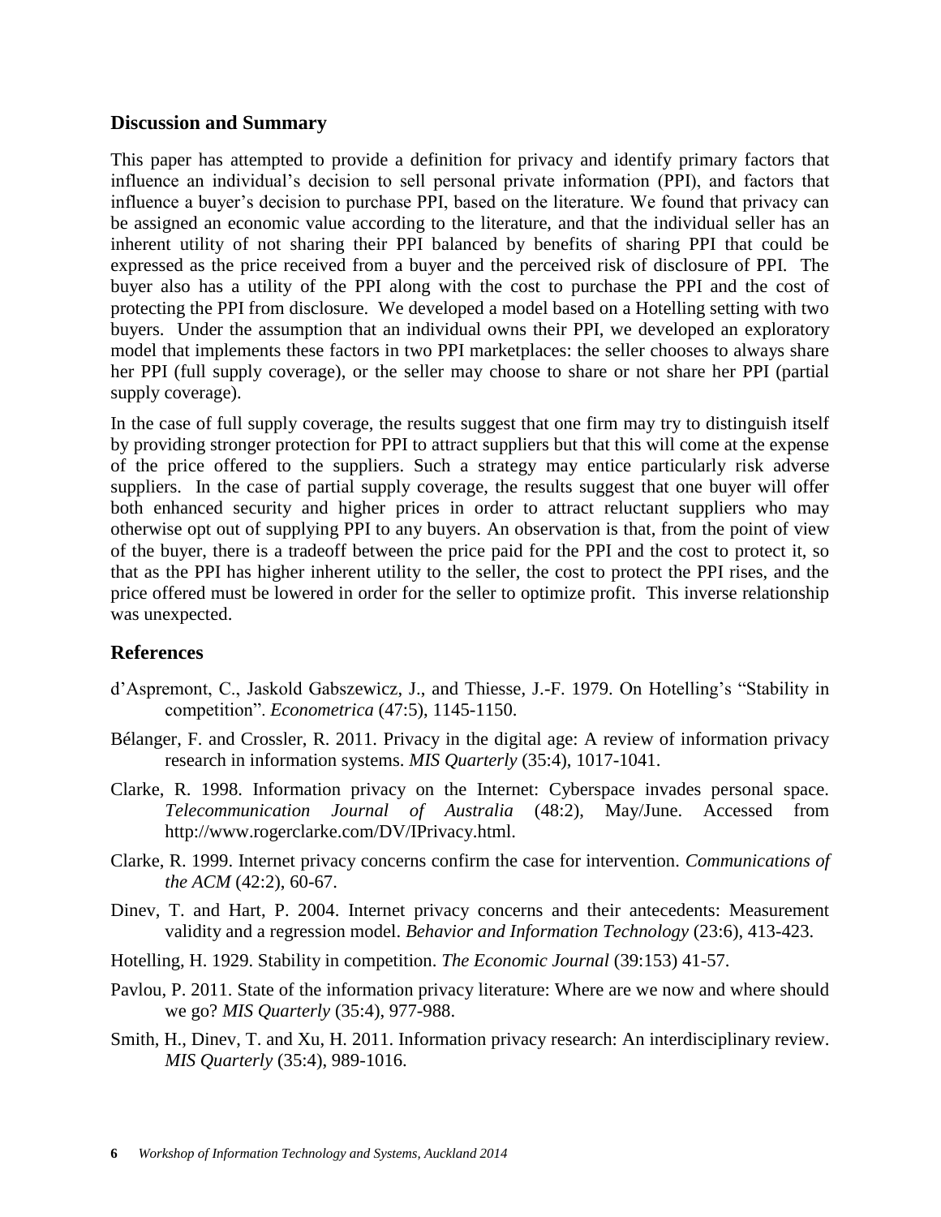## Discussion and Summary

This paper has attempted to provide a definition for privacy and identify primary factors that influence an individual's decision to sell personal private information (PPI), and factors that influence a buyer's decision to purchase PPI, based on the literature. We found that privacy can be assigned an economic value according to the literature, and that the individual seller has an inherent utility of not sharing their PPI balanced by benefits of sharing PPI that could be expressed as the price received from a buyer and the perceived risk of disclosure of PPI. The buyer also has a utility of the PPI along with the cost to purchase the PPI and the cost of protecting the PPI from disclosure. We developed a model based on a Hotelling setting with two buyers. Under the assumption that an individual owns their PPI, we developed an exploratory model that implements these factors in two PPI marketplaces: the seller chooses to always share her PPI (full supply coverage), or the seller may choose to share or not share her PPI (partial supply coverage).

In the case of full supply coverage, the results suggest that one firm may try to distinguish itself by providing stronger protection for PPI to attract suppliers but that this will come at the expense of the price offered to the suppliers. Such a strategy may entice particularly risk adverse suppliers. In the case of partial supply coverage, the results suggest that one buyer will offer both enhanced security and higher prices in order to attract reluctant suppliers who may otherwise opt out of supplying PPI to any buyers. An observation is that, from the point of view of the buyer, there is a tradeoff between the price paid for the PPI and the cost to protect it, so that as the PPI has higher inherent utility to the seller, the cost to protect the PPI rises, and the price offered must be lowered in order for the seller to optimize profit. This inverse relationship was unexpected.

## References

d'Aspremont, C., Jaskold Gabszewicz, J., and Thiesse, J.-F. 1979. On Hotelling's "Stability in competition". *Econometrica* (47:5), 1145-1150.

Bélanger, F. and Crossler, R. 2011. Privacy in the digital age: A review of information privacy research in information systems. *MIS Quarterly* (35:4), 1017-1041.

Clarke, R. 1998. Information privacy on the Internet: Cyberspace invades personal space. *Telecommunication Journal of Australia* (48:2), May/June. Accessed from http://www.rogerclarke.com/DV/IPrivacy.html.

Clarke, R. 1999. Internet privacy concerns confirm the case for intervention. *Communications of the ACM* (42:2), 60-67.

Dinev, T. and Hart, P. 2004. Internet privacy concerns and their antecedents: Measurement validity and a regression model. *Behavior and Information Technology* (23:6), 413-423.

Hotelling, H. 1929. Stability in competition. *The Economic Journal* (39:153) 41-57.

Pavlou, P. 2011. State of the information privacy literature: Where are we now and where should we go? *MIS Quarterly* (35:4), 977-988.

Smith, H., Dinev, T. and Xu, H. 2011. Information privacy research: An interdisciplinary review. *MIS Quarterly* (35:4), 989-1016.